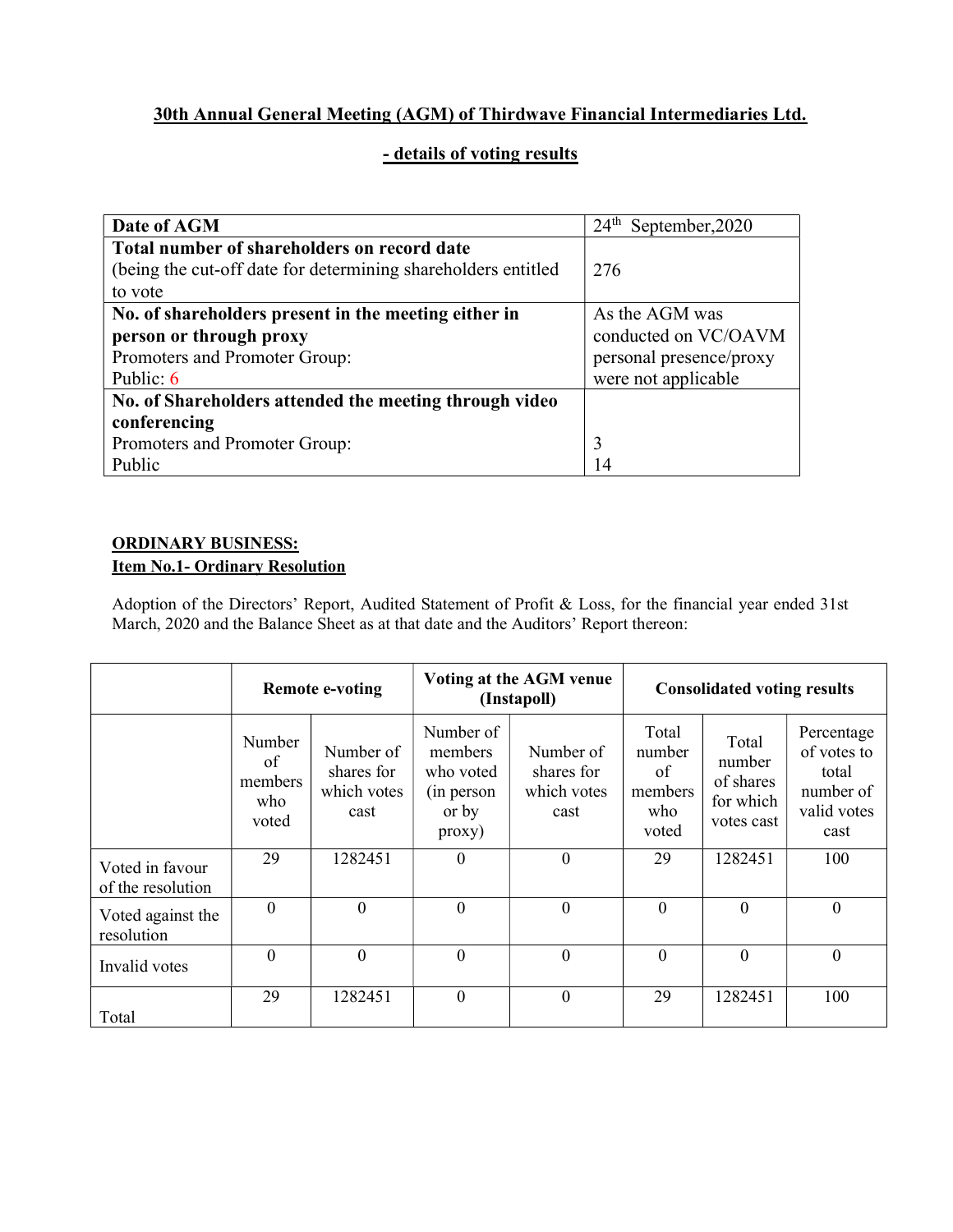# 30th Annual General Meeting (AGM) of Thirdwave Financial Intermediaries Ltd.

## - details of voting results

| **Date of AGM** | 24th September,2020 |
|---|---|
| **Total number of shareholders on record date** (being the cut-off date for determining shareholders entitled to vote | 276 |
| **No. of shareholders present in the meeting either in person or through proxy** Promoters and Promoter Group: Public: 6 | As the AGM was conducted on VC/OAVM personal presence/proxy were not applicable |
| **No. of Shareholders attended the meeting through video conferencing** Promoters and Promoter Group: Public | 3 14 |

**ORDINARY BUSINESS:**

**Item No.1- Ordinary Resolution**

Adoption of the Directors' Report, Audited Statement of Profit & Loss, for the financial year ended 31st March, 2020 and the Balance Sheet as at that date and the Auditors' Report thereon:

| | **Remote e-voting** | | **Voting at the AGM venue (Instapoll)** | | **Consolidated voting results** | | |
|---|---|---|---|---|---|---|---|
| | Number of members who voted | Number of shares for which votes cast | Number of members who voted (in person or by proxy) | Number of shares for which votes cast | Total number of members who voted | Total number of shares for which votes cast | Percentage of votes to total number of valid votes cast |
| Voted in favour of the resolution | 29 | 1282451 | 0 | 0 | 29 | 1282451 | 100 |
| Voted against the resolution | 0 | 0 | 0 | 0 | 0 | 0 | 0 |
| Invalid votes | 0 | 0 | 0 | 0 | 0 | 0 | 0 |
| Total | 29 | 1282451 | 0 | 0 | 29 | 1282451 | 100 |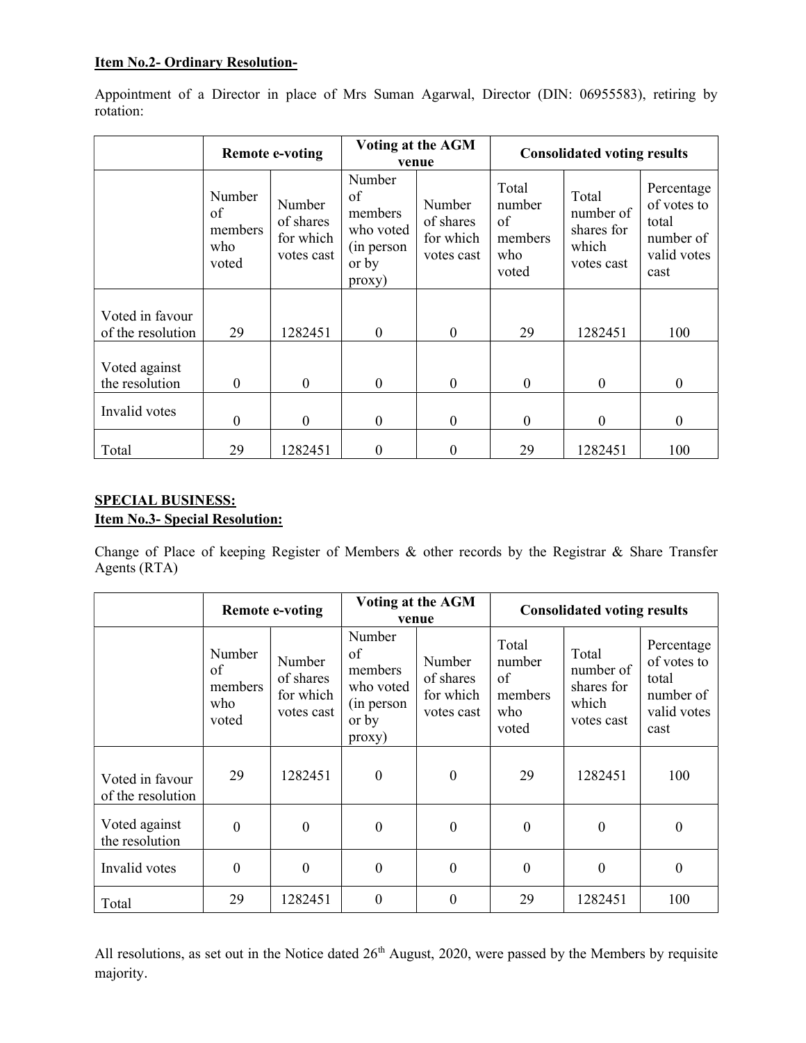**Item No.2- Ordinary Resolution-**

Appointment of a Director in place of Mrs Suman Agarwal, Director (DIN: 06955583), retiring by rotation:

| | Remote e-voting | | Voting at the AGM venue | | Consolidated voting results | | |
|---|---|---|---|---|---|---|---|
| | Number of members who voted | Number of shares for which votes cast | Number of members who voted (in person or by proxy) | Number of shares for which votes cast | Total number of members who voted | Total number of shares for which votes cast | Percentage of votes to total number of valid votes cast |
| Voted in favour of the resolution | 29 | 1282451 | 0 | 0 | 29 | 1282451 | 100 |
| Voted against the resolution | 0 | 0 | 0 | 0 | 0 | 0 | 0 |
| Invalid votes | 0 | 0 | 0 | 0 | 0 | 0 | 0 |
| Total | 29 | 1282451 | 0 | 0 | 29 | 1282451 | 100 |

**SPECIAL BUSINESS:**

**Item No.3- Special Resolution:**

Change of Place of keeping Register of Members & other records by the Registrar & Share Transfer Agents (RTA)

| | Remote e-voting | | Voting at the AGM venue | | Consolidated voting results | | |
|---|---|---|---|---|---|---|---|
| | Number of members who voted | Number of shares for which votes cast | Number of members who voted (in person or by proxy) | Number of shares for which votes cast | Total number of members who voted | Total number of shares for which votes cast | Percentage of votes to total number of valid votes cast |
| Voted in favour of the resolution | 29 | 1282451 | 0 | 0 | 29 | 1282451 | 100 |
| Voted against the resolution | 0 | 0 | 0 | 0 | 0 | 0 | 0 |
| Invalid votes | 0 | 0 | 0 | 0 | 0 | 0 | 0 |
| Total | 29 | 1282451 | 0 | 0 | 29 | 1282451 | 100 |

All resolutions, as set out in the Notice dated 26th August, 2020, were passed by the Members by requisite majority.